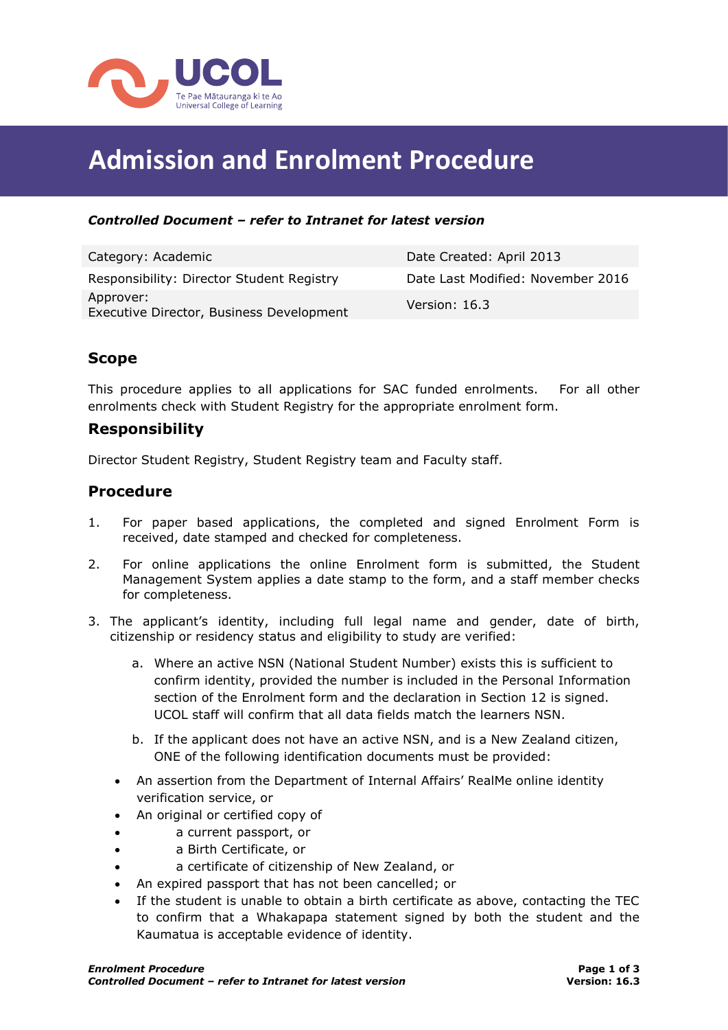# Admission and Enrolment Procedure

***Controlled Document – refer to Intranet for latest version***

| Category: Academic | Date Created: April 2013 |
|---|---|
| Responsibility: Director Student Registry | Date Last Modified: November 2016 |
| Approver: Executive Director, Business Development | Version: 16.3 |

## Scope

This procedure applies to all applications for SAC funded enrolments. For all other enrolments check with Student Registry for the appropriate enrolment form.

## Responsibility

Director Student Registry, Student Registry team and Faculty staff.

## Procedure

1. For paper based applications, the completed and signed Enrolment Form is received, date stamped and checked for completeness.
2. For online applications the online Enrolment form is submitted, the Student Management System applies a date stamp to the form, and a staff member checks for completeness.
3. The applicant's identity, including full legal name and gender, date of birth, citizenship or residency status and eligibility to study are verified:
   a. Where an active NSN (National Student Number) exists this is sufficient to confirm identity, provided the number is included in the Personal Information section of the Enrolment form and the declaration in Section 12 is signed. UCOL staff will confirm that all data fields match the learners NSN.
   b. If the applicant does not have an active NSN, and is a New Zealand citizen, ONE of the following identification documents must be provided:

- An assertion from the Department of Internal Affairs' RealMe online identity verification service, or
- An original or certified copy of
- a current passport, or
- a Birth Certificate, or
- a certificate of citizenship of New Zealand, or
- An expired passport that has not been cancelled; or
- If the student is unable to obtain a birth certificate as above, contacting the TEC to confirm that a Whakapapa statement signed by both the student and the Kaumatua is acceptable evidence of identity.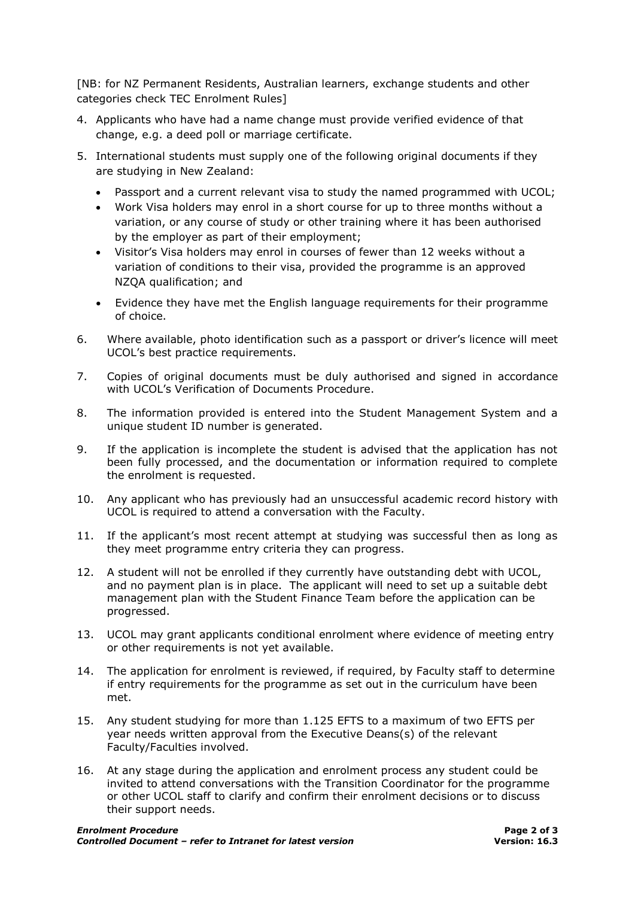[NB: for NZ Permanent Residents, Australian learners, exchange students and other categories check TEC Enrolment Rules]

4. Applicants who have had a name change must provide verified evidence of that change, e.g. a deed poll or marriage certificate.
5. International students must supply one of the following original documents if they are studying in New Zealand:
   - Passport and a current relevant visa to study the named programmed with UCOL;
   - Work Visa holders may enrol in a short course for up to three months without a variation, or any course of study or other training where it has been authorised by the employer as part of their employment;
   - Visitor's Visa holders may enrol in courses of fewer than 12 weeks without a variation of conditions to their visa, provided the programme is an approved NZQA qualification; and
   - Evidence they have met the English language requirements for their programme of choice.
6. Where available, photo identification such as a passport or driver's licence will meet UCOL's best practice requirements.
7. Copies of original documents must be duly authorised and signed in accordance with UCOL's Verification of Documents Procedure.
8. The information provided is entered into the Student Management System and a unique student ID number is generated.
9. If the application is incomplete the student is advised that the application has not been fully processed, and the documentation or information required to complete the enrolment is requested.
10. Any applicant who has previously had an unsuccessful academic record history with UCOL is required to attend a conversation with the Faculty.
11. If the applicant's most recent attempt at studying was successful then as long as they meet programme entry criteria they can progress.
12. A student will not be enrolled if they currently have outstanding debt with UCOL, and no payment plan is in place. The applicant will need to set up a suitable debt management plan with the Student Finance Team before the application can be progressed.
13. UCOL may grant applicants conditional enrolment where evidence of meeting entry or other requirements is not yet available.
14. The application for enrolment is reviewed, if required, by Faculty staff to determine if entry requirements for the programme as set out in the curriculum have been met.
15. Any student studying for more than 1.125 EFTS to a maximum of two EFTS per year needs written approval from the Executive Deans(s) of the relevant Faculty/Faculties involved.
16. At any stage during the application and enrolment process any student could be invited to attend conversations with the Transition Coordinator for the programme or other UCOL staff to clarify and confirm their enrolment decisions or to discuss their support needs.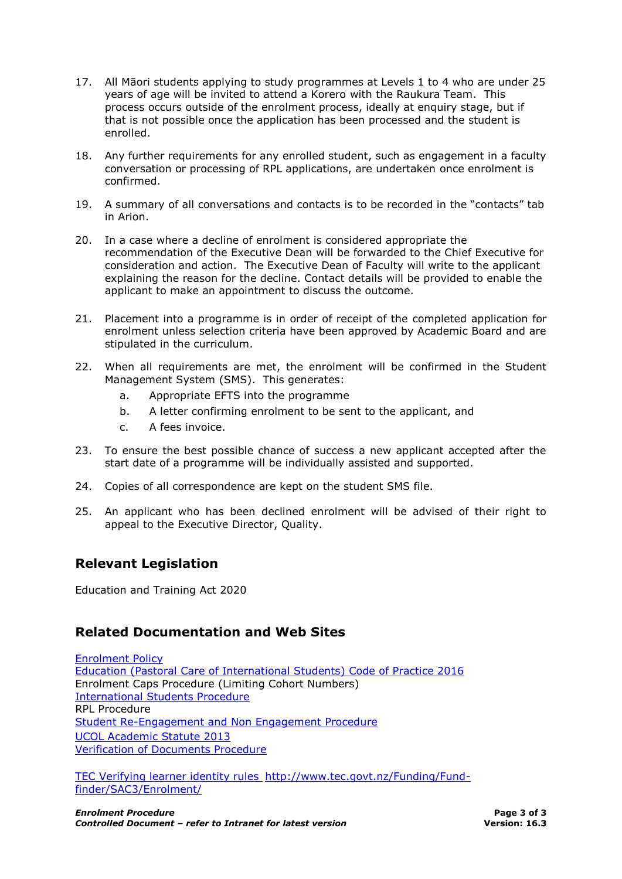17. All Māori students applying to study programmes at Levels 1 to 4 who are under 25 years of age will be invited to attend a Korero with the Raukura Team. This process occurs outside of the enrolment process, ideally at enquiry stage, but if that is not possible once the application has been processed and the student is enrolled.

18. Any further requirements for any enrolled student, such as engagement in a faculty conversation or processing of RPL applications, are undertaken once enrolment is confirmed.

19. A summary of all conversations and contacts is to be recorded in the "contacts" tab in Arion.

20. In a case where a decline of enrolment is considered appropriate the recommendation of the Executive Dean will be forwarded to the Chief Executive for consideration and action. The Executive Dean of Faculty will write to the applicant explaining the reason for the decline. Contact details will be provided to enable the applicant to make an appointment to discuss the outcome.

21. Placement into a programme is in order of receipt of the completed application for enrolment unless selection criteria have been approved by Academic Board and are stipulated in the curriculum.

22. When all requirements are met, the enrolment will be confirmed in the Student Management System (SMS). This generates:
    a. Appropriate EFTS into the programme
    b. A letter confirming enrolment to be sent to the applicant, and
    c. A fees invoice.

23. To ensure the best possible chance of success a new applicant accepted after the start date of a programme will be individually assisted and supported.

24. Copies of all correspondence are kept on the student SMS file.

25. An applicant who has been declined enrolment will be advised of their right to appeal to the Executive Director, Quality.

## Relevant Legislation

Education and Training Act 2020

## Related Documentation and Web Sites

Enrolment Policy
Education (Pastoral Care of International Students) Code of Practice 2016
Enrolment Caps Procedure (Limiting Cohort Numbers)
International Students Procedure
RPL Procedure
Student Re-Engagement and Non Engagement Procedure
UCOL Academic Statute 2013
Verification of Documents Procedure

TEC Verifying learner identity rules http://www.tec.govt.nz/Funding/Fund-finder/SAC3/Enrolment/

***Enrolment Procedure***
***Controlled Document – refer to Intranet for latest version***
**Version: 16.3**